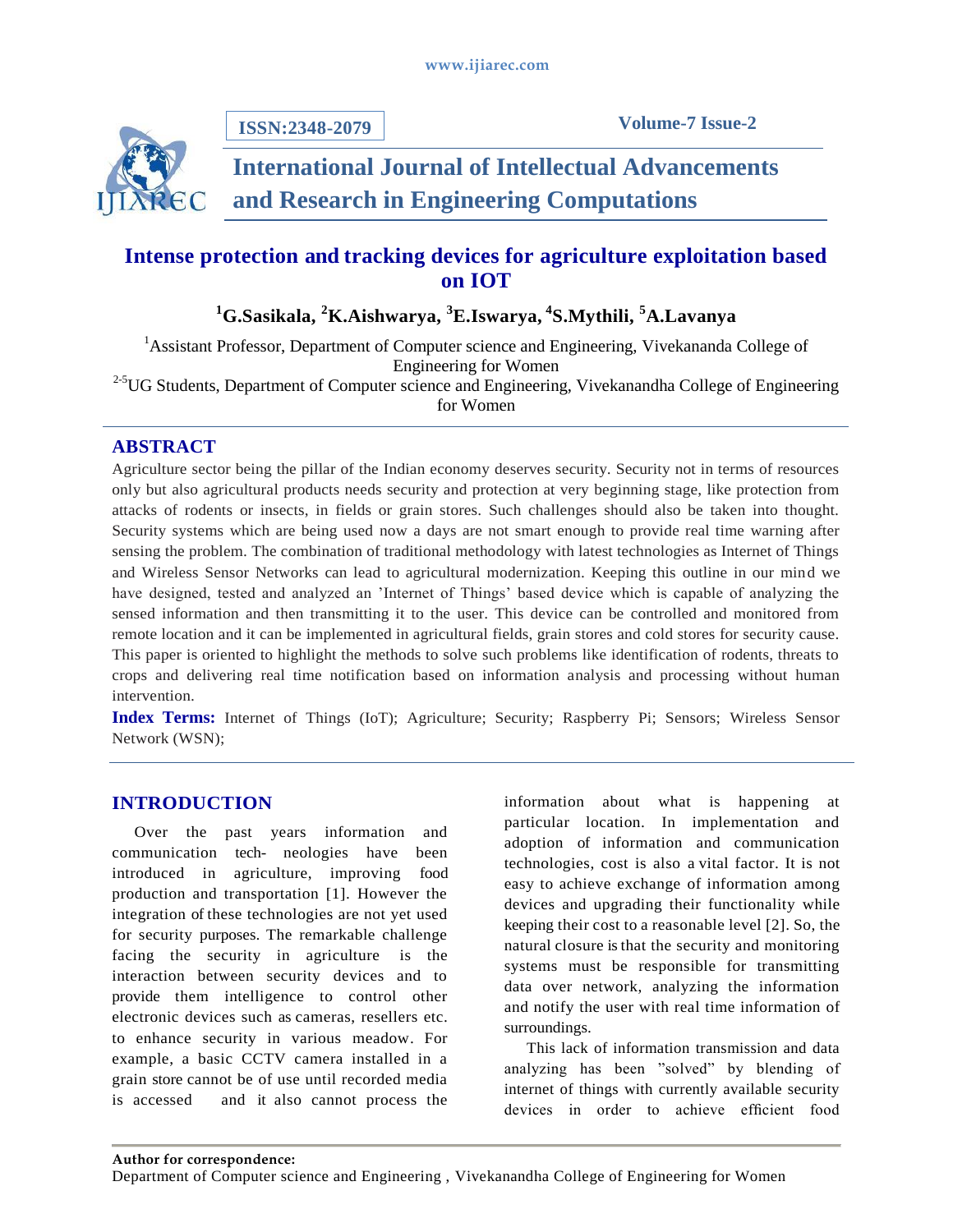# Intense protection and tracking devices for agriculture exploitation based on IOT

**[1]G.Sasikala, [2]K.Aishwarya, [3]E.Iswarya, [4]S.Mythili, [5]A.Lavanya**

[1]Assistant Professor, Department of Computer science and Engineering, Vivekananda College of Engineering for Women

[2-5]UG Students, Department of Computer science and Engineering, Vivekanandha College of Engineering for Women

## ABSTRACT

Agriculture sector being the pillar of the Indian economy deserves security. Security not in terms of resources only but also agricultural products needs security and protection at very beginning stage, like protection from attacks of rodents or insects, in fields or grain stores. Such challenges should also be taken into thought. Security systems which are being used now a days are not smart enough to provide real time warning after sensing the problem. The combination of traditional methodology with latest technologies as Internet of Things and Wireless Sensor Networks can lead to agricultural modernization. Keeping this outline in our mind we have designed, tested and analyzed an 'Internet of Things' based device which is capable of analyzing the sensed information and then transmitting it to the user. This device can be controlled and monitored from remote location and it can be implemented in agricultural fields, grain stores and cold stores for security cause. This paper is oriented to highlight the methods to solve such problems like identification of rodents, threats to crops and delivering real time notification based on information analysis and processing without human intervention.

**Index Terms:** Internet of Things (IoT); Agriculture; Security; Raspberry Pi; Sensors; Wireless Sensor Network (WSN);

## INTRODUCTION

Over the past years information and communication tech- neologies have been introduced in agriculture, improving food production and transportation [1]. However the integration of these technologies are not yet used for security purposes. The remarkable challenge facing the security in agriculture is the interaction between security devices and to provide them intelligence to control other electronic devices such as cameras, resellers etc. to enhance security in various meadow. For example, a basic CCTV camera installed in a grain store cannot be of use until recorded media is accessed and it also cannot process the information about what is happening at particular location. In implementation and adoption of information and communication technologies, cost is also a vital factor. It is not easy to achieve exchange of information among devices and upgrading their functionality while keeping their cost to a reasonable level [2]. So, the natural closure is that the security and monitoring systems must be responsible for transmitting data over network, analyzing the information and notify the user with real time information of surroundings.

This lack of information transmission and data analyzing has been "solved" by blending of internet of things with currently available security devices in order to achieve efficient food

**Author for correspondence:**
Department of Computer science and Engineering , Vivekanandha College of Engineering for Women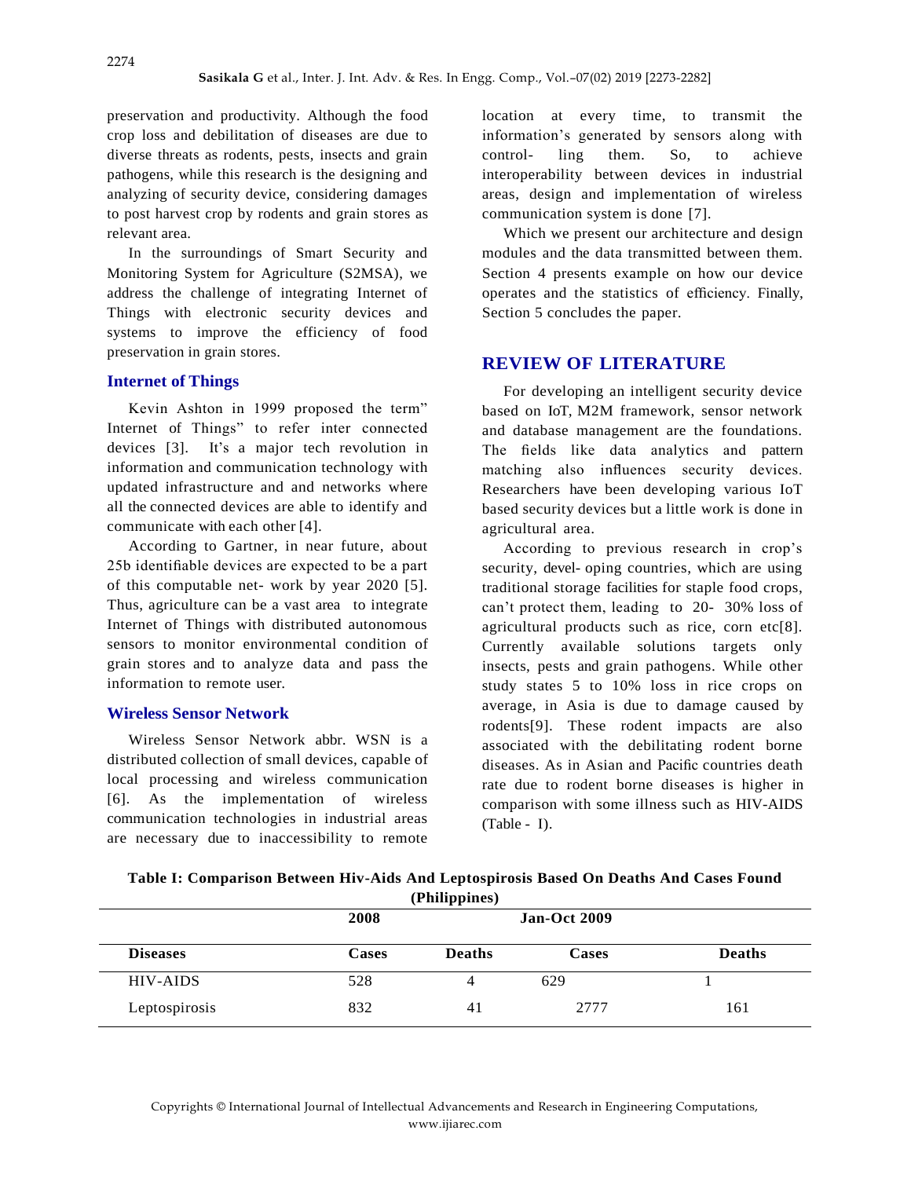preservation and productivity. Although the food crop loss and debilitation of diseases are due to diverse threats as rodents, pests, insects and grain pathogens, while this research is the designing and analyzing of security device, considering damages to post harvest crop by rodents and grain stores as relevant area.

In the surroundings of Smart Security and Monitoring System for Agriculture (S2MSA), we address the challenge of integrating Internet of Things with electronic security devices and systems to improve the efficiency of food preservation in grain stores.

### Internet of Things

Kevin Ashton in 1999 proposed the term" Internet of Things" to refer inter connected devices [3]. It's a major tech revolution in information and communication technology with updated infrastructure and and networks where all the connected devices are able to identify and communicate with each other [4].

According to Gartner, in near future, about 25b identifiable devices are expected to be a part of this computable net- work by year 2020 [5]. Thus, agriculture can be a vast area to integrate Internet of Things with distributed autonomous sensors to monitor environmental condition of grain stores and to analyze data and pass the information to remote user.

### Wireless Sensor Network

Wireless Sensor Network abbr. WSN is a distributed collection of small devices, capable of local processing and wireless communication [6]. As the implementation of wireless communication technologies in industrial areas are necessary due to inaccessibility to remote location at every time, to transmit the information's generated by sensors along with control- ling them. So, to achieve interoperability between devices in industrial areas, design and implementation of wireless communication system is done [7].

Which we present our architecture and design modules and the data transmitted between them. Section 4 presents example on how our device operates and the statistics of efficiency. Finally, Section 5 concludes the paper.

## REVIEW OF LITERATURE

For developing an intelligent security device based on IoT, M2M framework, sensor network and database management are the foundations. The fields like data analytics and pattern matching also influences security devices. Researchers have been developing various IoT based security devices but a little work is done in agricultural area.

According to previous research in crop's security, devel- oping countries, which are using traditional storage facilities for staple food crops, can't protect them, leading to 20- 30% loss of agricultural products such as rice, corn etc[8]. Currently available solutions targets only insects, pests and grain pathogens. While other study states 5 to 10% loss in rice crops on average, in Asia is due to damage caused by rodents[9]. These rodent impacts are also associated with the debilitating rodent borne diseases. As in Asian and Pacific countries death rate due to rodent borne diseases is higher in comparison with some illness such as HIV-AIDS (Table - I).

**Table I: Comparison Between Hiv-Aids And Leptospirosis Based On Deaths And Cases Found (Philippines)**

| | 2008 | | Jan-Oct 2009 | |
|---|---|---|---|---|
| **Diseases** | **Cases** | **Deaths** | **Cases** | **Deaths** |
| HIV-AIDS | 528 | 4 | 629 | 1 |
| Leptospirosis | 832 | 41 | 2777 | 161 |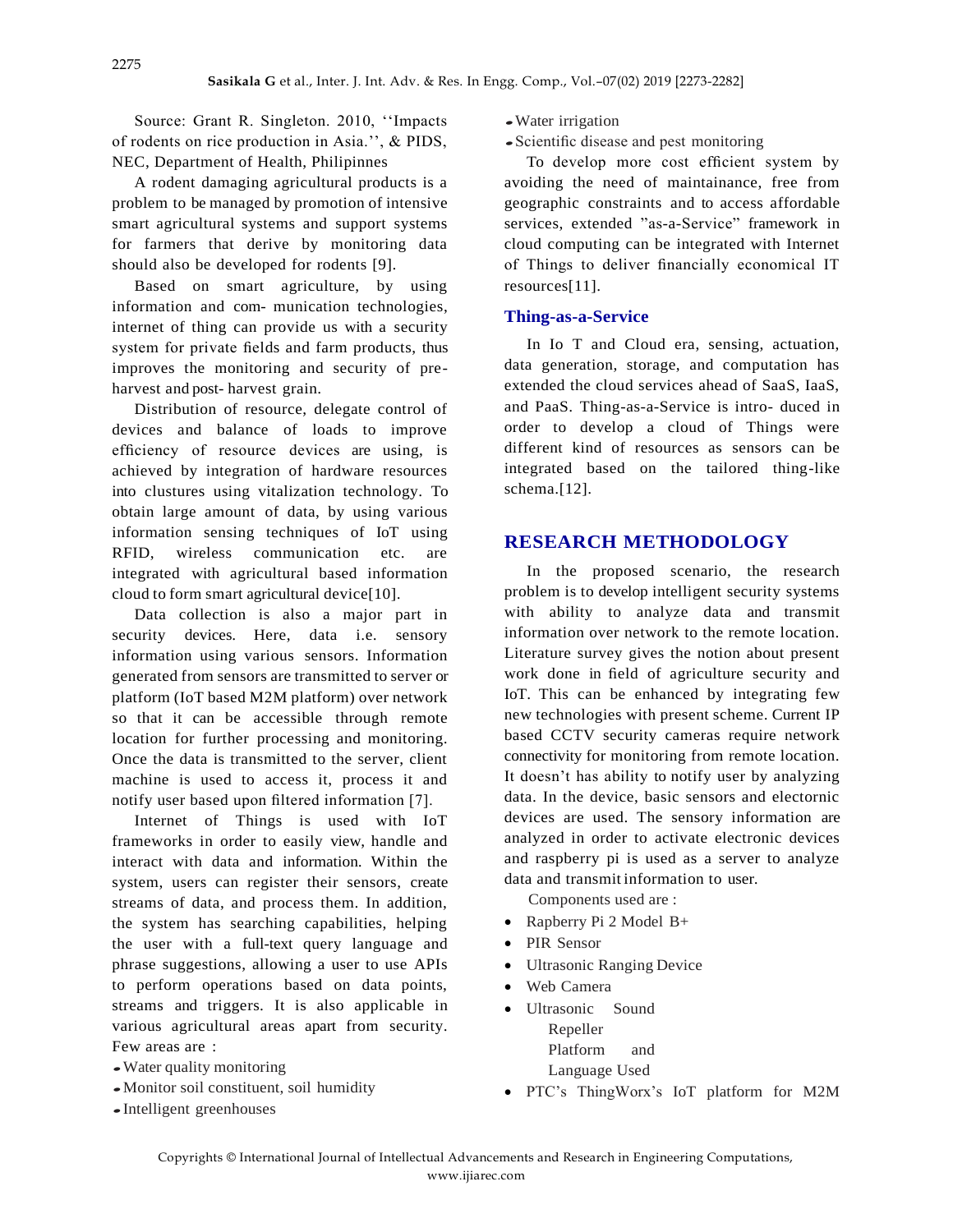Source: Grant R. Singleton. 2010, ''Impacts of rodents on rice production in Asia.'', & PIDS, NEC, Department of Health, Philipinnes

A rodent damaging agricultural products is a problem to be managed by promotion of intensive smart agricultural systems and support systems for farmers that derive by monitoring data should also be developed for rodents [9].

Based on smart agriculture, by using information and com- munication technologies, internet of thing can provide us with a security system for private fields and farm products, thus improves the monitoring and security of pre-harvest and post- harvest grain.

Distribution of resource, delegate control of devices and balance of loads to improve efficiency of resource devices are using, is achieved by integration of hardware resources into clustures using vitalization technology. To obtain large amount of data, by using various information sensing techniques of IoT using RFID, wireless communication etc. are integrated with agricultural based information cloud to form smart agricultural device[10].

Data collection is also a major part in security devices. Here, data i.e. sensory information using various sensors. Information generated from sensors are transmitted to server or platform (IoT based M2M platform) over network so that it can be accessible through remote location for further processing and monitoring. Once the data is transmitted to the server, client machine is used to access it, process it and notify user based upon filtered information [7].

Internet of Things is used with IoT frameworks in order to easily view, handle and interact with data and information. Within the system, users can register their sensors, create streams of data, and process them. In addition, the system has searching capabilities, helping the user with a full-text query language and phrase suggestions, allowing a user to use APIs to perform operations based on data points, streams and triggers. It is also applicable in various agricultural areas apart from security. Few areas are :

- Water quality monitoring
- Monitor soil constituent, soil humidity
- Intelligent greenhouses
- Water irrigation
- Scientific disease and pest monitoring

To develop more cost efficient system by avoiding the need of maintainance, free from geographic constraints and to access affordable services, extended "as-a-Service" framework in cloud computing can be integrated with Internet of Things to deliver financially economical IT resources[11].

### Thing-as-a-Service

In Io T and Cloud era, sensing, actuation, data generation, storage, and computation has extended the cloud services ahead of SaaS, IaaS, and PaaS. Thing-as-a-Service is intro- duced in order to develop a cloud of Things were different kind of resources as sensors can be integrated based on the tailored thing-like schema.[12].

## RESEARCH METHODOLOGY

In the proposed scenario, the research problem is to develop intelligent security systems with ability to analyze data and transmit information over network to the remote location. Literature survey gives the notion about present work done in field of agriculture security and IoT. This can be enhanced by integrating few new technologies with present scheme. Current IP based CCTV security cameras require network connectivity for monitoring from remote location. It doesn't has ability to notify user by analyzing data. In the device, basic sensors and electornic devices are used. The sensory information are analyzed in order to activate electronic devices and raspberry pi is used as a server to analyze data and transmit information to user.

Components used are :

- Rapberry Pi 2 Model B+
- PIR Sensor
- Ultrasonic Ranging Device
- Web Camera
- Ultrasonic Sound Repeller

Platform and Language Used

- PTC's ThingWorx's IoT platform for M2M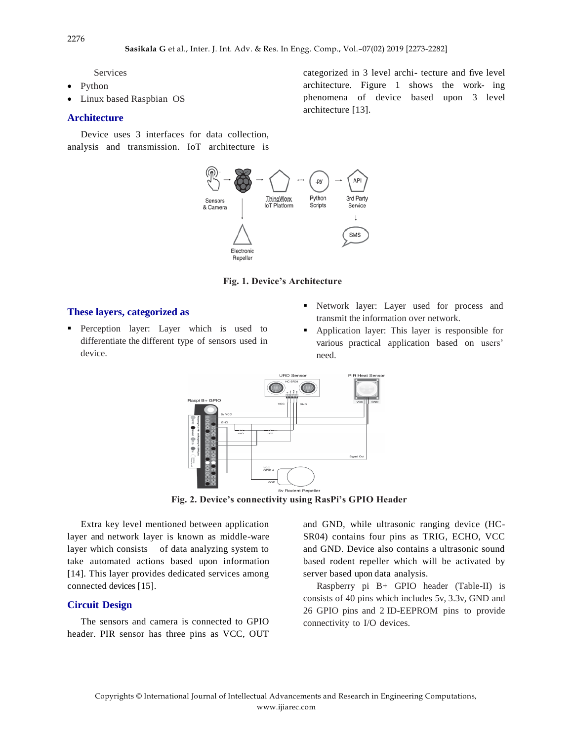Services

- Python
- Linux based Raspbian OS

## Architecture

Device uses 3 interfaces for data collection, analysis and transmission. IoT architecture is categorized in 3 level archi- tecture and five level architecture. Figure 1 shows the work- ing phenomena of device based upon 3 level architecture [13].

**Fig. 1. Device's Architecture**

## These layers, categorized as

- Perception layer: Layer which is used to differentiate the different type of sensors used in device.
- Network layer: Layer used for process and transmit the information over network.
- Application layer: This layer is responsible for various practical application based on users' need.

**Fig. 2. Device's connectivity using RasPi's GPIO Header**

Extra key level mentioned between application layer and network layer is known as middle-ware layer which consists of data analyzing system to take automated actions based upon information [14]. This layer provides dedicated services among connected devices [15].

## Circuit Design

The sensors and camera is connected to GPIO header. PIR sensor has three pins as VCC, OUT and GND, while ultrasonic ranging device (HC-SR04) contains four pins as TRIG, ECHO, VCC and GND. Device also contains a ultrasonic sound based rodent repeller which will be activated by server based upon data analysis.

Raspberry pi B+ GPIO header (Table-II) is consists of 40 pins which includes 5v, 3.3v, GND and 26 GPIO pins and 2 ID-EEPROM pins to provide connectivity to I/O devices.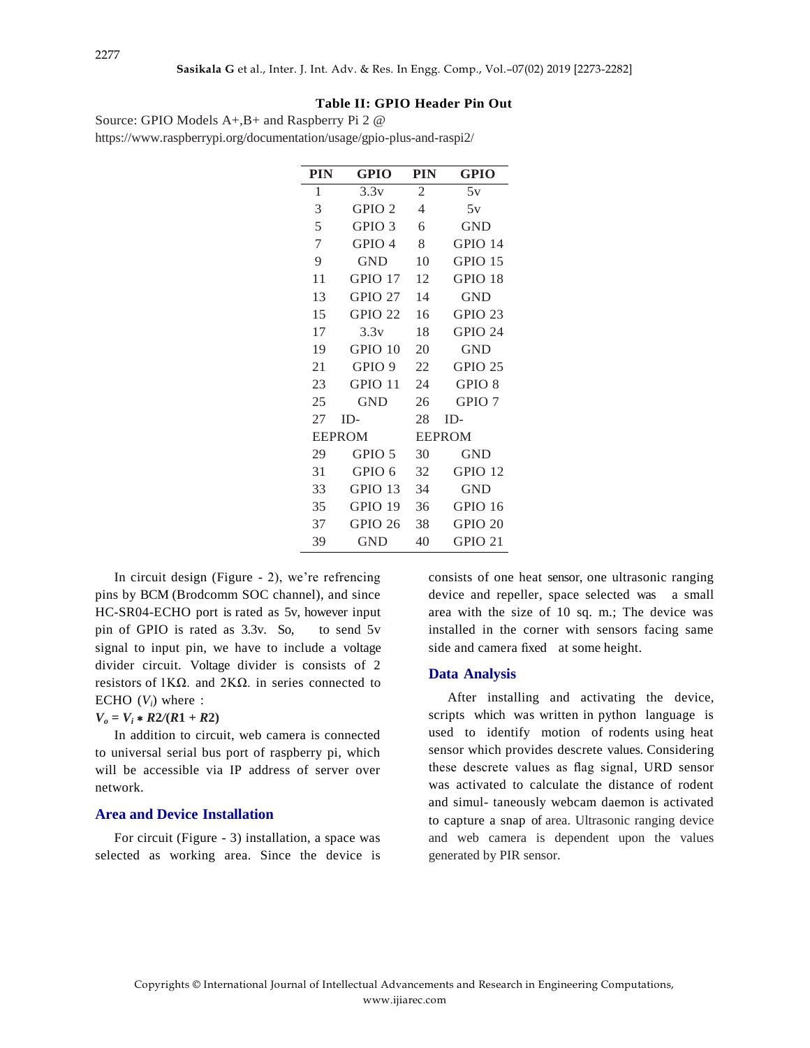**Table II: GPIO Header Pin Out**

Source: GPIO Models A+,B+ and Raspberry Pi 2 @ https://www.raspberrypi.org/documentation/usage/gpio-plus-and-raspi2/

| PIN | GPIO | PIN | GPIO |
|---|---|---|---|
| 1 | 3.3v | 2 | 5v |
| 3 | GPIO 2 | 4 | 5v |
| 5 | GPIO 3 | 6 | GND |
| 7 | GPIO 4 | 8 | GPIO 14 |
| 9 | GND | 10 | GPIO 15 |
| 11 | GPIO 17 | 12 | GPIO 18 |
| 13 | GPIO 27 | 14 | GND |
| 15 | GPIO 22 | 16 | GPIO 23 |
| 17 | 3.3v | 18 | GPIO 24 |
| 19 | GPIO 10 | 20 | GND |
| 21 | GPIO 9 | 22 | GPIO 25 |
| 23 | GPIO 11 | 24 | GPIO 8 |
| 25 | GND | 26 | GPIO 7 |
| 27 | ID-EEPROM | 28 | ID-EEPROM |
| 29 | GPIO 5 | 30 | GND |
| 31 | GPIO 6 | 32 | GPIO 12 |
| 33 | GPIO 13 | 34 | GND |
| 35 | GPIO 19 | 36 | GPIO 16 |
| 37 | GPIO 26 | 38 | GPIO 20 |
| 39 | GND | 40 | GPIO 21 |

In circuit design (Figure - 2), we're refrencing pins by BCM (Brodcomm SOC channel), and since HC-SR04-ECHO port is rated as 5v, however input pin of GPIO is rated as 3.3v. So, to send 5v signal to input pin, we have to include a voltage divider circuit. Voltage divider is consists of 2 resistors of 1KΩ. and 2KΩ. in series connected to ECHO ($V_i$) where :

$$V_o = V_i * R2/(R1 + R2)$$

In addition to circuit, web camera is connected to universal serial bus port of raspberry pi, which will be accessible via IP address of server over network.

## Area and Device Installation

For circuit (Figure - 3) installation, a space was selected as working area. Since the device is consists of one heat sensor, one ultrasonic ranging device and repeller, space selected was a small area with the size of 10 sq. m.; The device was installed in the corner with sensors facing same side and camera fixed at some height.

## Data Analysis

After installing and activating the device, scripts which was written in python language is used to identify motion of rodents using heat sensor which provides descrete values. Considering these descrete values as flag signal, URD sensor was activated to calculate the distance of rodent and simul- taneously webcam daemon is activated to capture a snap of area. Ultrasonic ranging device and web camera is dependent upon the values generated by PIR sensor.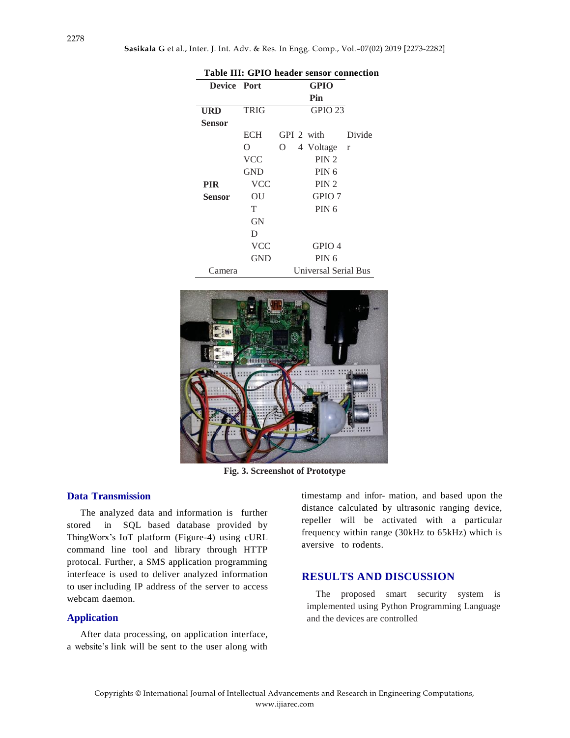**Table III: GPIO header sensor connection**

| Device | Port | GPIO Pin |
|---|---|---|
| **URD Sensor** | TRIG | GPIO 23 |
| | ECHO | GPIO 24 with Voltage Divider |
| | VCC | PIN 2 |
| | GND | PIN 6 |
| **PIR Sensor** | VCC | PIN 2 |
| | OUT | GPIO 7 |
| | GND | PIN 6 |
| | VCC | GPIO 4 |
| | GND | PIN 6 |
| Camera | | Universal Serial Bus |

**Fig. 3. Screenshot of Prototype**

## Data Transmission

The analyzed data and information is further stored in SQL based database provided by ThingWorx's IoT platform (Figure-4) using cURL command line tool and library through HTTP protocal. Further, a SMS application programming interfeace is used to deliver analyzed information to user including IP address of the server to access webcam daemon.

## Application

After data processing, on application interface, a website's link will be sent to the user along with timestamp and infor- mation, and based upon the distance calculated by ultrasonic ranging device, repeller will be activated with a particular frequency within range (30kHz to 65kHz) which is aversive to rodents.

## RESULTS AND DISCUSSION

The proposed smart security system is implemented using Python Programming Language and the devices are controlled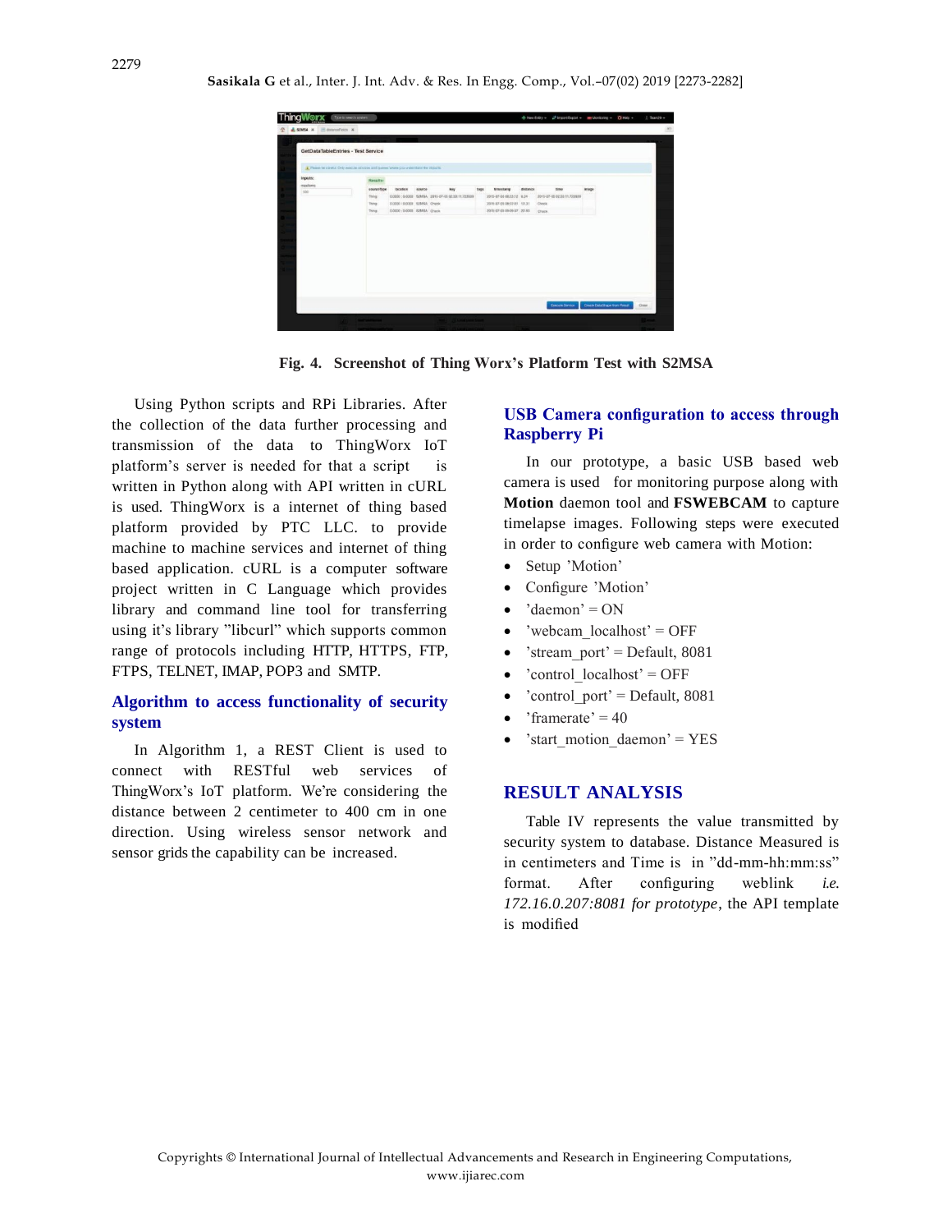Fig. 4. Screenshot of Thing Worx's Platform Test with S2MSA

Using Python scripts and RPi Libraries. After the collection of the data further processing and transmission of the data to ThingWorx IoT platform's server is needed for that a script is written in Python along with API written in cURL is used. ThingWorx is a internet of thing based platform provided by PTC LLC. to provide machine to machine services and internet of thing based application. cURL is a computer software project written in C Language which provides library and command line tool for transferring using it's library "libcurl" which supports common range of protocols including HTTP, HTTPS, FTP, FTPS, TELNET, IMAP, POP3 and SMTP.

## Algorithm to access functionality of security system

In Algorithm 1, a REST Client is used to connect with RESTful web services of ThingWorx's IoT platform. We're considering the distance between 2 centimeter to 400 cm in one direction. Using wireless sensor network and sensor grids the capability can be increased.

## USB Camera configuration to access through Raspberry Pi

In our prototype, a basic USB based web camera is used for monitoring purpose along with **Motion** daemon tool and **FSWEBCAM** to capture timelapse images. Following steps were executed in order to configure web camera with Motion:

- Setup 'Motion'
- Configure 'Motion'
- 'daemon' = ON
- 'webcam_localhost' = OFF
- 'stream_port' = Default, 8081
- 'control_localhost' = OFF
- 'control_port' = Default, 8081
- 'framerate' = 40
- 'start_motion_daemon' = YES

# RESULT ANALYSIS

Table IV represents the value transmitted by security system to database. Distance Measured is in centimeters and Time is in "dd-mm-hh:mm:ss" format. After configuring weblink *i.e. 172.16.0.207:8081 for prototype*, the API template is modified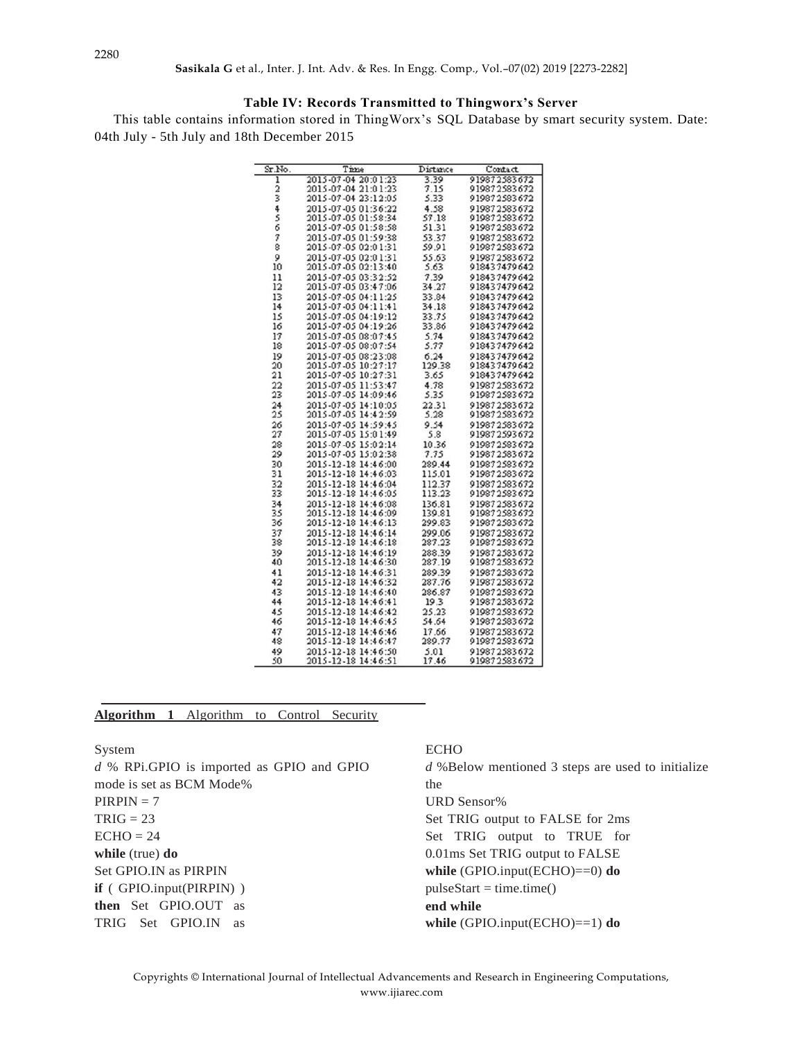**Table IV: Records Transmitted to Thingworx's Server**

This table contains information stored in ThingWorx's SQL Database by smart security system. Date: 04th July - 5th July and 18th December 2015

| Sr.No. | Time | Distance | Contact |
|---|---|---|---|
| 1 | 2015-07-04 20:01:23 | 3.39 | 919872583672 |
| 2 | 2015-07-04 21:01:23 | 7.15 | 919872583672 |
| 3 | 2015-07-04 23:12:05 | 5.33 | 919872583672 |
| 4 | 2015-07-05 01:36:22 | 4.58 | 919872583672 |
| 5 | 2015-07-05 01:58:34 | 57.18 | 919872583672 |
| 6 | 2015-07-05 01:58:58 | 51.31 | 919872583672 |
| 7 | 2015-07-05 01:59:38 | 53.37 | 919872583672 |
| 8 | 2015-07-05 02:01:31 | 59.91 | 919872583672 |
| 9 | 2015-07-05 02:01:31 | 55.63 | 919872583672 |
| 10 | 2015-07-05 02:13:40 | 5.63 | 918437479642 |
| 11 | 2015-07-05 03:32:52 | 7.39 | 918437479642 |
| 12 | 2015-07-05 03:47:06 | 34.27 | 918437479642 |
| 13 | 2015-07-05 04:11:25 | 33.84 | 918437479642 |
| 14 | 2015-07-05 04:11:41 | 34.18 | 918437479642 |
| 15 | 2015-07-05 04:19:12 | 33.75 | 918437479642 |
| 16 | 2015-07-05 04:19:26 | 33.86 | 918437479642 |
| 17 | 2015-07-05 08:07:45 | 5.74 | 918437479642 |
| 18 | 2015-07-05 08:07:54 | 5.77 | 918437479642 |
| 19 | 2015-07-05 08:23:08 | 6.24 | 918437479642 |
| 20 | 2015-07-05 10:27:17 | 129.38 | 918437479642 |
| 21 | 2015-07-05 10:27:31 | 3.65 | 918437479642 |
| 22 | 2015-07-05 11:53:47 | 4.78 | 919872583672 |
| 23 | 2015-07-05 14:09:46 | 5.35 | 919872583672 |
| 24 | 2015-07-05 14:10:05 | 22.31 | 919872583672 |
| 25 | 2015-07-05 14:42:59 | 5.28 | 919872583672 |
| 26 | 2015-07-05 14:59:45 | 9.54 | 919872583672 |
| 27 | 2015-07-05 15:01:49 | 5.8 | 919872593672 |
| 28 | 2015-07-05 15:02:14 | 10.36 | 919872583672 |
| 29 | 2015-07-05 15:02:38 | 7.75 | 919872583672 |
| 30 | 2015-12-18 14:46:00 | 289.44 | 919872583672 |
| 31 | 2015-12-18 14:46:03 | 115.01 | 919872583672 |
| 32 | 2015-12-18 14:46:04 | 112.37 | 919872583672 |
| 33 | 2015-12-18 14:46:05 | 113.23 | 919872583672 |
| 34 | 2015-12-18 14:46:08 | 136.81 | 919872583672 |
| 35 | 2015-12-18 14:46:09 | 139.81 | 919872583672 |
| 36 | 2015-12-18 14:46:13 | 299.83 | 919872583672 |
| 37 | 2015-12-18 14:46:14 | 299.06 | 919872583672 |
| 38 | 2015-12-18 14:46:18 | 287.23 | 919872583672 |
| 39 | 2015-12-18 14:46:19 | 288.39 | 919872583672 |
| 40 | 2015-12-18 14:46:30 | 287.19 | 919872583672 |
| 41 | 2015-12-18 14:46:31 | 289.39 | 919872583672 |
| 42 | 2015-12-18 14:46:32 | 287.76 | 919872583672 |
| 43 | 2015-12-18 14:46:40 | 286.87 | 919872583672 |
| 44 | 2015-12-18 14:46:41 | 19.3 | 919872583672 |
| 45 | 2015-12-18 14:46:42 | 25.23 | 919872583672 |
| 46 | 2015-12-18 14:46:45 | 54.64 | 919872583672 |
| 47 | 2015-12-18 14:46:46 | 17.66 | 919872583672 |
| 48 | 2015-12-18 14:46:47 | 289.77 | 919872583672 |
| 49 | 2015-12-18 14:46:50 | 5.01 | 919872583672 |
| 50 | 2015-12-18 14:46:51 | 17.46 | 919872583672 |

**Algorithm 1** Algorithm to Control Security System

*d* % RPi.GPIO is imported as GPIO and GPIO mode is set as BCM Mode%

PIRPIN = 7

TRIG = 23

ECHO = 24

**while** (true) **do**

Set GPIO.IN as PIRPIN

**if** ( GPIO.input(PIRPIN) )

**then** Set GPIO.OUT as TRIG Set GPIO.IN as ECHO

*d* %Below mentioned 3 steps are used to initialize the URD Sensor%

Set TRIG output to FALSE for 2ms

Set TRIG output to TRUE for 0.01ms Set TRIG output to FALSE

**while** (GPIO.input(ECHO)==0) **do**

pulseStart = time.time()

**end while**

**while** (GPIO.input(ECHO)==1) **do**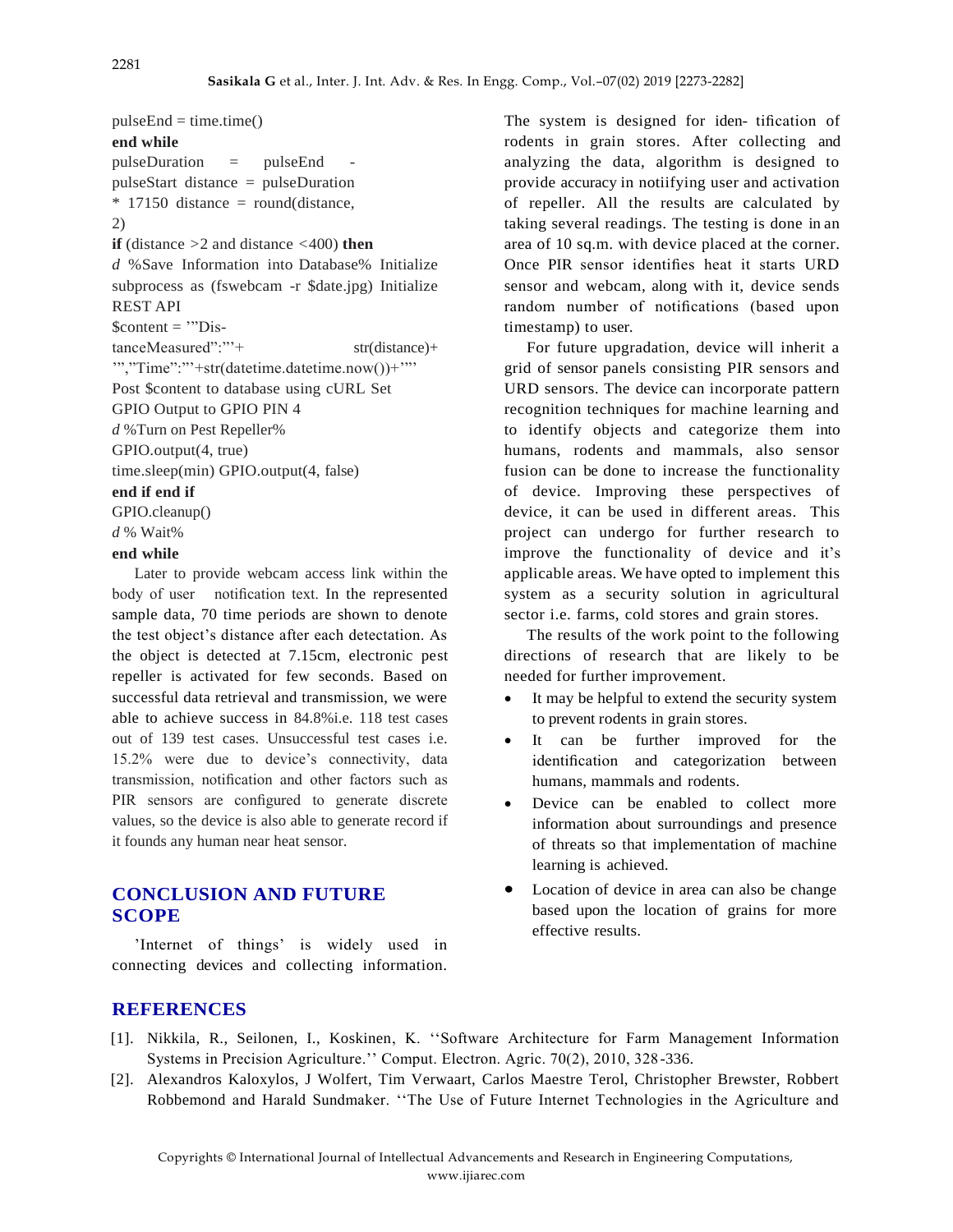pulseEnd = time.time()
**end while**
pulseDuration = pulseEnd - pulseStart distance = pulseDuration * 17150 distance = round(distance, 2)
**if** (distance >2 and distance <400) **then**
*d* %Save Information into Database% Initialize subprocess as (fswebcam -r $date.jpg) Initialize REST API
$content = '"Dis-tanceMeasured":"'+ str(distance)+ '","Time":"'+str(datetime.datetime.now())+'"'
Post $content to database using cURL Set GPIO Output to GPIO PIN 4
*d* %Turn on Pest Repeller%
GPIO.output(4, true)
time.sleep(min) GPIO.output(4, false)
**end if end if**
GPIO.cleanup()
*d* % Wait%
**end while**

Later to provide webcam access link within the body of user notification text. In the represented sample data, 70 time periods are shown to denote the test object's distance after each detectation. As the object is detected at 7.15cm, electronic pest repeller is activated for few seconds. Based on successful data retrieval and transmission, we were able to achieve success in 84.8%i.e. 118 test cases out of 139 test cases. Unsuccessful test cases i.e. 15.2% were due to device's connectivity, data transmission, notification and other factors such as PIR sensors are configured to generate discrete values, so the device is also able to generate record if it founds any human near heat sensor.

## CONCLUSION AND FUTURE SCOPE

'Internet of things' is widely used in connecting devices and collecting information. The system is designed for iden- tification of rodents in grain stores. After collecting and analyzing the data, algorithm is designed to provide accuracy in notiifying user and activation of repeller. All the results are calculated by taking several readings. The testing is done in an area of 10 sq.m. with device placed at the corner. Once PIR sensor identifies heat it starts URD sensor and webcam, along with it, device sends random number of notifications (based upon timestamp) to user.

For future upgradation, device will inherit a grid of sensor panels consisting PIR sensors and URD sensors. The device can incorporate pattern recognition techniques for machine learning and to identify objects and categorize them into humans, rodents and mammals, also sensor fusion can be done to increase the functionality of device. Improving these perspectives of device, it can be used in different areas. This project can undergo for further research to improve the functionality of device and it's applicable areas. We have opted to implement this system as a security solution in agricultural sector i.e. farms, cold stores and grain stores.

The results of the work point to the following directions of research that are likely to be needed for further improvement.

- It may be helpful to extend the security system to prevent rodents in grain stores.
- It can be further improved for the identification and categorization between humans, mammals and rodents.
- Device can be enabled to collect more information about surroundings and presence of threats so that implementation of machine learning is achieved.
- Location of device in area can also be change based upon the location of grains for more effective results.

## REFERENCES

[1]. Nikkila, R., Seilonen, I., Koskinen, K. ''Software Architecture for Farm Management Information Systems in Precision Agriculture.'' Comput. Electron. Agric. 70(2), 2010, 328-336.

[2]. Alexandros Kaloxylos, J Wolfert, Tim Verwaart, Carlos Maestre Terol, Christopher Brewster, Robbert Robbemond and Harald Sundmaker. ''The Use of Future Internet Technologies in the Agriculture and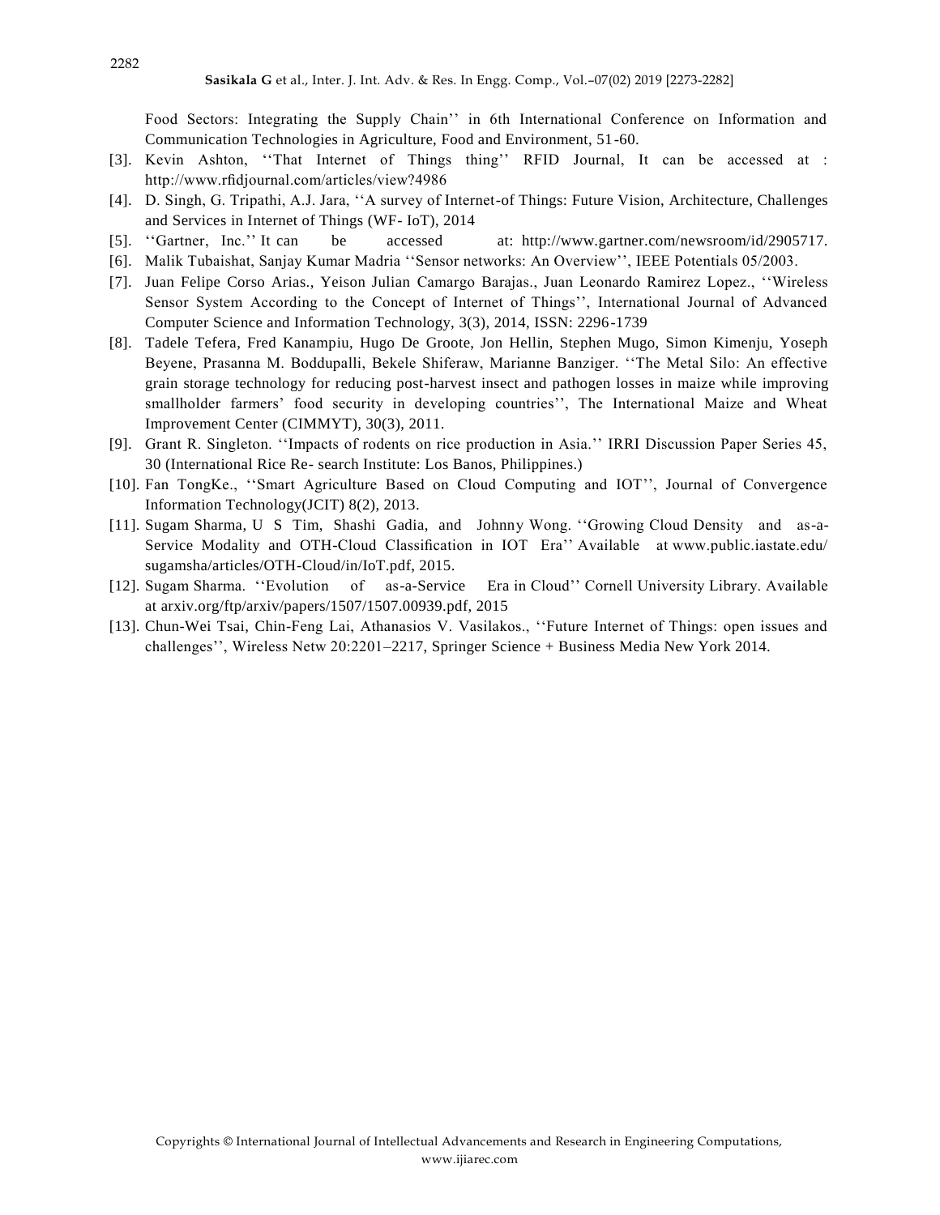Food Sectors: Integrating the Supply Chain'' in 6th International Conference on Information and Communication Technologies in Agriculture, Food and Environment, 51-60.

[3]. Kevin Ashton, ''That Internet of Things thing'' RFID Journal, It can be accessed at : http://www.rfidjournal.com/articles/view?4986

[4]. D. Singh, G. Tripathi, A.J. Jara, ''A survey of Internet-of Things: Future Vision, Architecture, Challenges and Services in Internet of Things (WF- IoT), 2014

[5]. ''Gartner, Inc.'' It can be accessed at: http://www.gartner.com/newsroom/id/2905717.

[6]. Malik Tubaishat, Sanjay Kumar Madria ''Sensor networks: An Overview'', IEEE Potentials 05/2003.

[7]. Juan Felipe Corso Arias., Yeison Julian Camargo Barajas., Juan Leonardo Ramirez Lopez., ''Wireless Sensor System According to the Concept of Internet of Things'', International Journal of Advanced Computer Science and Information Technology, 3(3), 2014, ISSN: 2296-1739

[8]. Tadele Tefera, Fred Kanampiu, Hugo De Groote, Jon Hellin, Stephen Mugo, Simon Kimenju, Yoseph Beyene, Prasanna M. Boddupalli, Bekele Shiferaw, Marianne Banziger. ''The Metal Silo: An effective grain storage technology for reducing post-harvest insect and pathogen losses in maize while improving smallholder farmers' food security in developing countries'', The International Maize and Wheat Improvement Center (CIMMYT), 30(3), 2011.

[9]. Grant R. Singleton. ''Impacts of rodents on rice production in Asia.'' IRRI Discussion Paper Series 45, 30 (International Rice Re- search Institute: Los Banos, Philippines.)

[10]. Fan TongKe., ''Smart Agriculture Based on Cloud Computing and IOT'', Journal of Convergence Information Technology(JCIT) 8(2), 2013.

[11]. Sugam Sharma, U S Tim, Shashi Gadia, and Johnny Wong. ''Growing Cloud Density and as-a-Service Modality and OTH-Cloud Classification in IOT Era'' Available at www.public.iastate.edu/sugamsha/articles/OTH-Cloud/in/IoT.pdf, 2015.

[12]. Sugam Sharma. ''Evolution of as-a-Service Era in Cloud'' Cornell University Library. Available at arxiv.org/ftp/arxiv/papers/1507/1507.00939.pdf, 2015

[13]. Chun-Wei Tsai, Chin-Feng Lai, Athanasios V. Vasilakos., ''Future Internet of Things: open issues and challenges'', Wireless Netw 20:2201–2217, Springer Science + Business Media New York 2014.